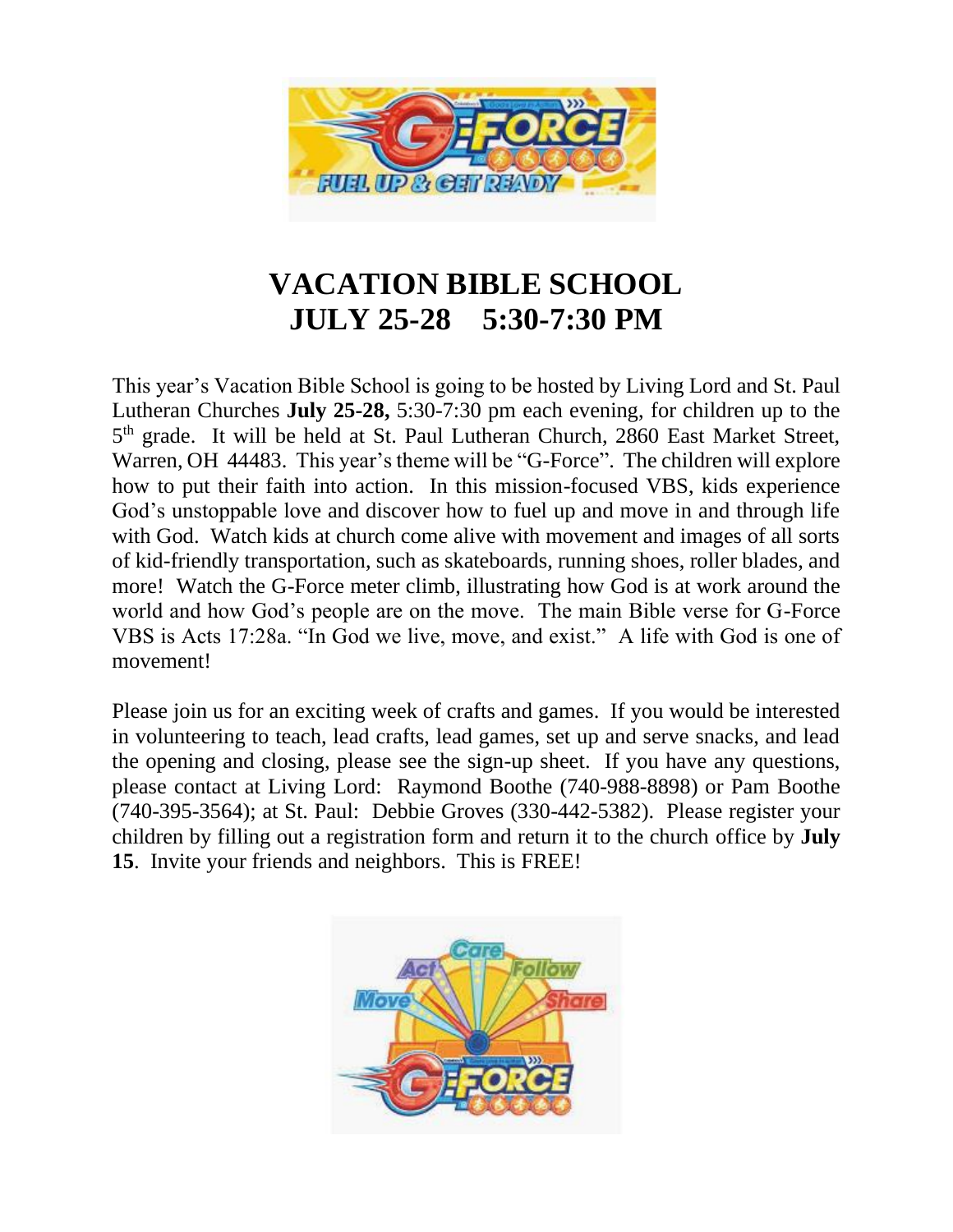# VACATION BIBLE SCHOOL
# JULY 25-28    5:30-7:30 PM

This year's Vacation Bible School is going to be hosted by Living Lord and St. Paul Lutheran Churches **July 25-28,** 5:30-7:30 pm each evening, for children up to the 5th grade. It will be held at St. Paul Lutheran Church, 2860 East Market Street, Warren, OH 44483. This year's theme will be "G-Force". The children will explore how to put their faith into action. In this mission-focused VBS, kids experience God's unstoppable love and discover how to fuel up and move in and through life with God. Watch kids at church come alive with movement and images of all sorts of kid-friendly transportation, such as skateboards, running shoes, roller blades, and more! Watch the G-Force meter climb, illustrating how God is at work around the world and how God's people are on the move. The main Bible verse for G-Force VBS is Acts 17:28a. "In God we live, move, and exist." A life with God is one of movement!

Please join us for an exciting week of crafts and games. If you would be interested in volunteering to teach, lead crafts, lead games, set up and serve snacks, and lead the opening and closing, please see the sign-up sheet. If you have any questions, please contact at Living Lord: Raymond Boothe (740-988-8898) or Pam Boothe (740-395-3564); at St. Paul: Debbie Groves (330-442-5382). Please register your children by filling out a registration form and return it to the church office by **July 15**. Invite your friends and neighbors. This is FREE!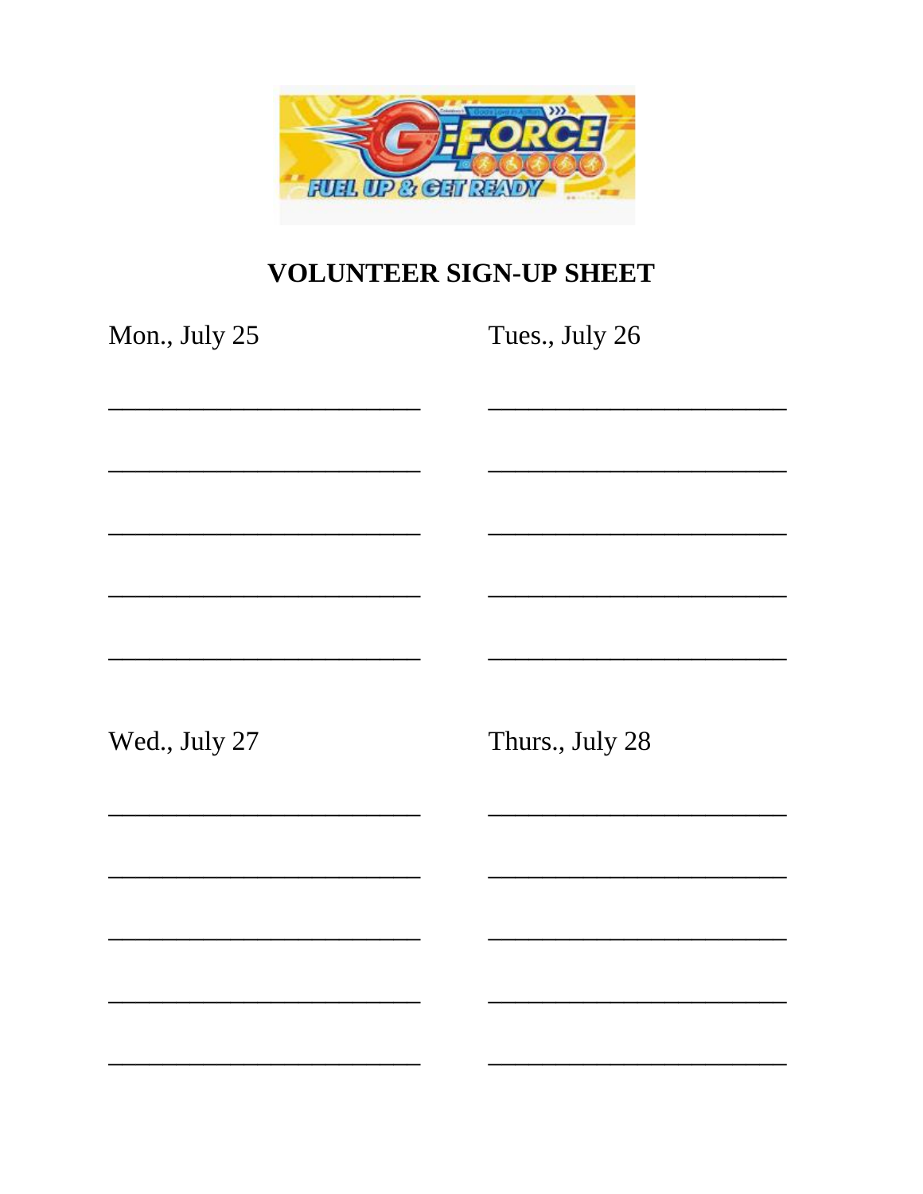# VOLUNTEER SIGN-UP SHEET

| Mon., July 25 | Tues., July 26 |
|---|---|
| ______________________ | ______________________ |
| ______________________ | ______________________ |
| ______________________ | ______________________ |
| ______________________ | ______________________ |
| ______________________ | ______________________ |

| Wed., July 27 | Thurs., July 28 |
|---|---|
| ______________________ | ______________________ |
| ______________________ | ______________________ |
| ______________________ | ______________________ |
| ______________________ | ______________________ |
| ______________________ | ______________________ |